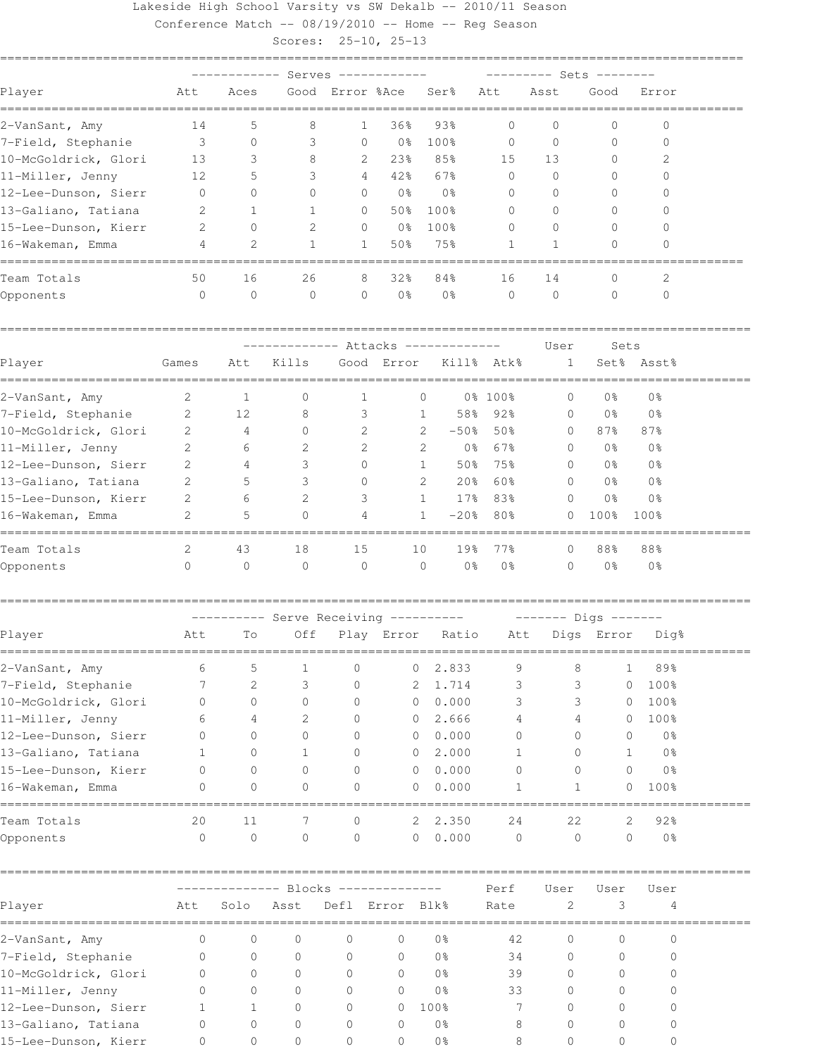Lakeside High School Varsity vs SW Dekalb -- 2010/11 Season

Conference Match -- 08/19/2010 -- Home -- Reg Season

Scores: 25-10, 25-13

| | Serves | | | | | | Sets | | | |
|---|---|---|---|---|---|---|---|---|---|---|
| Player | Att | Aces | Good | Error | %Ace | Ser% | Att | Asst | Good | Error |
| 2-VanSant, Amy | 14 | 5 | 8 | 1 | 36% | 93% | 0 | 0 | 0 | 0 |
| 7-Field, Stephanie | 3 | 0 | 3 | 0 | 0% | 100% | 0 | 0 | 0 | 0 |
| 10-McGoldrick, Glori | 13 | 3 | 8 | 2 | 23% | 85% | 15 | 13 | 0 | 2 |
| 11-Miller, Jenny | 12 | 5 | 3 | 4 | 42% | 67% | 0 | 0 | 0 | 0 |
| 12-Lee-Dunson, Sierr | 0 | 0 | 0 | 0 | 0% | 0% | 0 | 0 | 0 | 0 |
| 13-Galiano, Tatiana | 2 | 1 | 1 | 0 | 50% | 100% | 0 | 0 | 0 | 0 |
| 15-Lee-Dunson, Kierr | 2 | 0 | 2 | 0 | 0% | 100% | 0 | 0 | 0 | 0 |
| 16-Wakeman, Emma | 4 | 2 | 1 | 1 | 50% | 75% | 1 | 1 | 0 | 0 |
| Team Totals | 50 | 16 | 26 | 8 | 32% | 84% | 16 | 14 | 0 | 2 |
| Opponents | 0 | 0 | 0 | 0 | 0% | 0% | 0 | 0 | 0 | 0 |

| | | Attacks | | | | | | User | Sets | |
|---|---|---|---|---|---|---|---|---|---|---|
| Player | Games | Att | Kills | Good | Error | Kill% | Atk% | 1 | Set% | Asst% |
| 2-VanSant, Amy | 2 | 1 | 0 | 1 | 0 | 0% | 100% | 0 | 0% | 0% |
| 7-Field, Stephanie | 2 | 12 | 8 | 3 | 1 | 58% | 92% | 0 | 0% | 0% |
| 10-McGoldrick, Glori | 2 | 4 | 0 | 2 | 2 | -50% | 50% | 0 | 87% | 87% |
| 11-Miller, Jenny | 2 | 6 | 2 | 2 | 2 | 0% | 67% | 0 | 0% | 0% |
| 12-Lee-Dunson, Sierr | 2 | 4 | 3 | 0 | 1 | 50% | 75% | 0 | 0% | 0% |
| 13-Galiano, Tatiana | 2 | 5 | 3 | 0 | 2 | 20% | 60% | 0 | 0% | 0% |
| 15-Lee-Dunson, Kierr | 2 | 6 | 2 | 3 | 1 | 17% | 83% | 0 | 0% | 0% |
| 16-Wakeman, Emma | 2 | 5 | 0 | 4 | 1 | -20% | 80% | 0 | 100% | 100% |
| Team Totals | 2 | 43 | 18 | 15 | 10 | 19% | 77% | 0 | 88% | 88% |
| Opponents | 0 | 0 | 0 | 0 | 0 | 0% | 0% | 0 | 0% | 0% |

| | Serve Receiving | | | | | | Digs | | | |
|---|---|---|---|---|---|---|---|---|---|---|
| Player | Att | To | Off | Play | Error | Ratio | Att | Digs | Error | Dig% |
| 2-VanSant, Amy | 6 | 5 | 1 | 0 | 0 | 2.833 | 9 | 8 | 1 | 89% |
| 7-Field, Stephanie | 7 | 2 | 3 | 0 | 2 | 1.714 | 3 | 3 | 0 | 100% |
| 10-McGoldrick, Glori | 0 | 0 | 0 | 0 | 0 | 0.000 | 3 | 3 | 0 | 100% |
| 11-Miller, Jenny | 6 | 4 | 2 | 0 | 0 | 2.666 | 4 | 4 | 0 | 100% |
| 12-Lee-Dunson, Sierr | 0 | 0 | 0 | 0 | 0 | 0.000 | 0 | 0 | 0 | 0% |
| 13-Galiano, Tatiana | 1 | 0 | 1 | 0 | 0 | 2.000 | 1 | 0 | 1 | 0% |
| 15-Lee-Dunson, Kierr | 0 | 0 | 0 | 0 | 0 | 0.000 | 0 | 0 | 0 | 0% |
| 16-Wakeman, Emma | 0 | 0 | 0 | 0 | 0 | 0.000 | 1 | 1 | 0 | 100% |
| Team Totals | 20 | 11 | 7 | 0 | 2 | 2.350 | 24 | 22 | 2 | 92% |
| Opponents | 0 | 0 | 0 | 0 | 0 | 0.000 | 0 | 0 | 0 | 0% |

| | Blocks | | | | | | Perf | User | User | User |
|---|---|---|---|---|---|---|---|---|---|---|
| Player | Att | Solo | Asst | Defl | Error | Blk% | Rate | 2 | 3 | 4 |
| 2-VanSant, Amy | 0 | 0 | 0 | 0 | 0 | 0% | 42 | 0 | 0 | 0 |
| 7-Field, Stephanie | 0 | 0 | 0 | 0 | 0 | 0% | 34 | 0 | 0 | 0 |
| 10-McGoldrick, Glori | 0 | 0 | 0 | 0 | 0 | 0% | 39 | 0 | 0 | 0 |
| 11-Miller, Jenny | 0 | 0 | 0 | 0 | 0 | 0% | 33 | 0 | 0 | 0 |
| 12-Lee-Dunson, Sierr | 1 | 1 | 0 | 0 | 0 | 100% | 7 | 0 | 0 | 0 |
| 13-Galiano, Tatiana | 0 | 0 | 0 | 0 | 0 | 0% | 8 | 0 | 0 | 0 |
| 15-Lee-Dunson, Kierr | 0 | 0 | 0 | 0 | 0 | 0% | 8 | 0 | 0 | 0 |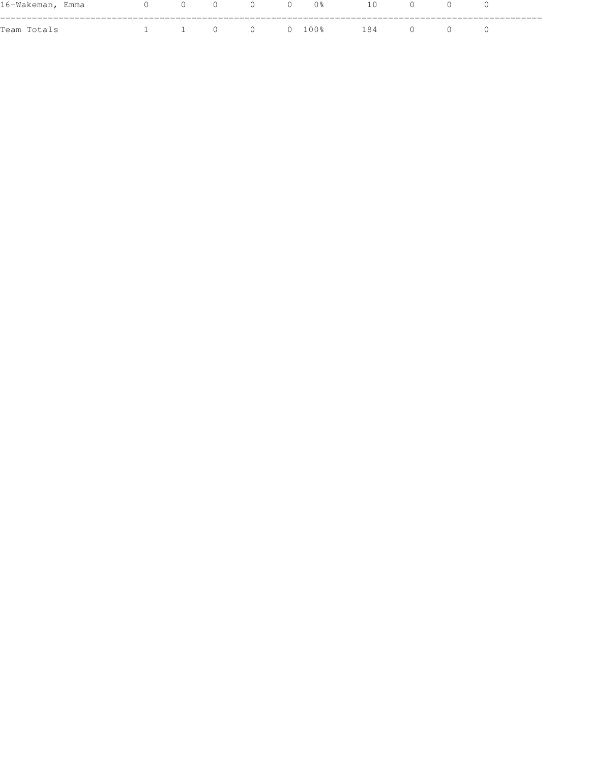| | | | | | | | | | | |
|---|---|---|---|---|---|---|---|---|---|---|
| 16-Wakeman, Emma | 0 | 0 | 0 | 0 | 0 | 0% | 10 | 0 | 0 | 0 |
| Team Totals | 1 | 1 | 0 | 0 | 0 | 100% | 184 | 0 | 0 | 0 |